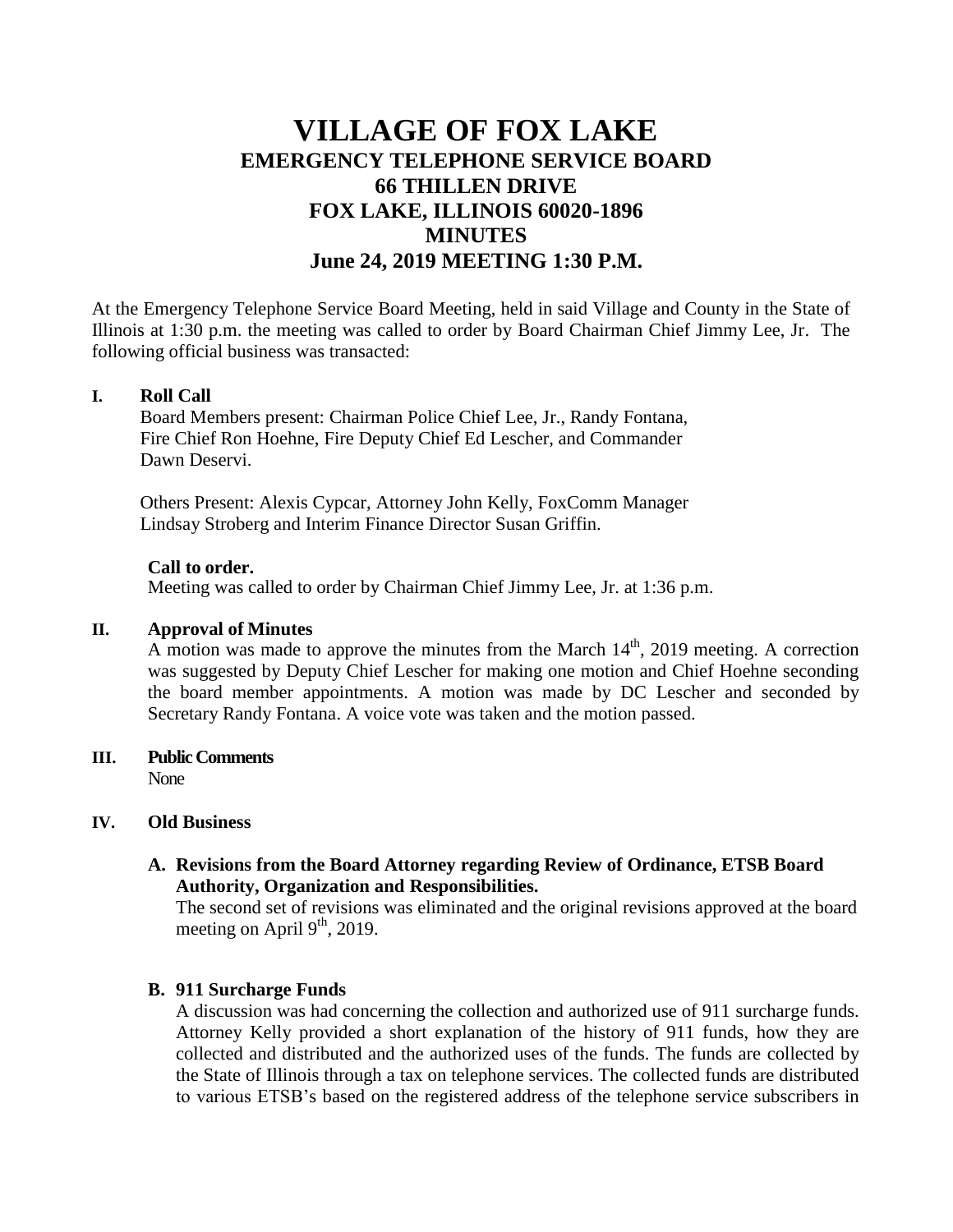# VILLAGE OF FOX LAKE
## EMERGENCY TELEPHONE SERVICE BOARD
## 66 THILLEN DRIVE
## FOX LAKE, ILLINOIS 60020-1896
## MINUTES
## June 24, 2019 MEETING 1:30 P.M.

At the Emergency Telephone Service Board Meeting, held in said Village and County in the State of Illinois at 1:30 p.m. the meeting was called to order by Board Chairman Chief Jimmy Lee, Jr. The following official business was transacted:

**I. Roll Call**

Board Members present: Chairman Police Chief Lee, Jr., Randy Fontana, Fire Chief Ron Hoehne, Fire Deputy Chief Ed Lescher, and Commander Dawn Deservi.

Others Present: Alexis Cypcar, Attorney John Kelly, FoxComm Manager Lindsay Stroberg and Interim Finance Director Susan Griffin.

**Call to order.**

Meeting was called to order by Chairman Chief Jimmy Lee, Jr. at 1:36 p.m.

**II. Approval of Minutes**

A motion was made to approve the minutes from the March 14th, 2019 meeting. A correction was suggested by Deputy Chief Lescher for making one motion and Chief Hoehne seconding the board member appointments. A motion was made by DC Lescher and seconded by Secretary Randy Fontana. A voice vote was taken and the motion passed.

**III. Public Comments**

None

**IV. Old Business**

**A. Revisions from the Board Attorney regarding Review of Ordinance, ETSB Board Authority, Organization and Responsibilities.**

The second set of revisions was eliminated and the original revisions approved at the board meeting on April 9th, 2019.

**B. 911 Surcharge Funds**

A discussion was had concerning the collection and authorized use of 911 surcharge funds. Attorney Kelly provided a short explanation of the history of 911 funds, how they are collected and distributed and the authorized uses of the funds. The funds are collected by the State of Illinois through a tax on telephone services. The collected funds are distributed to various ETSB's based on the registered address of the telephone service subscribers in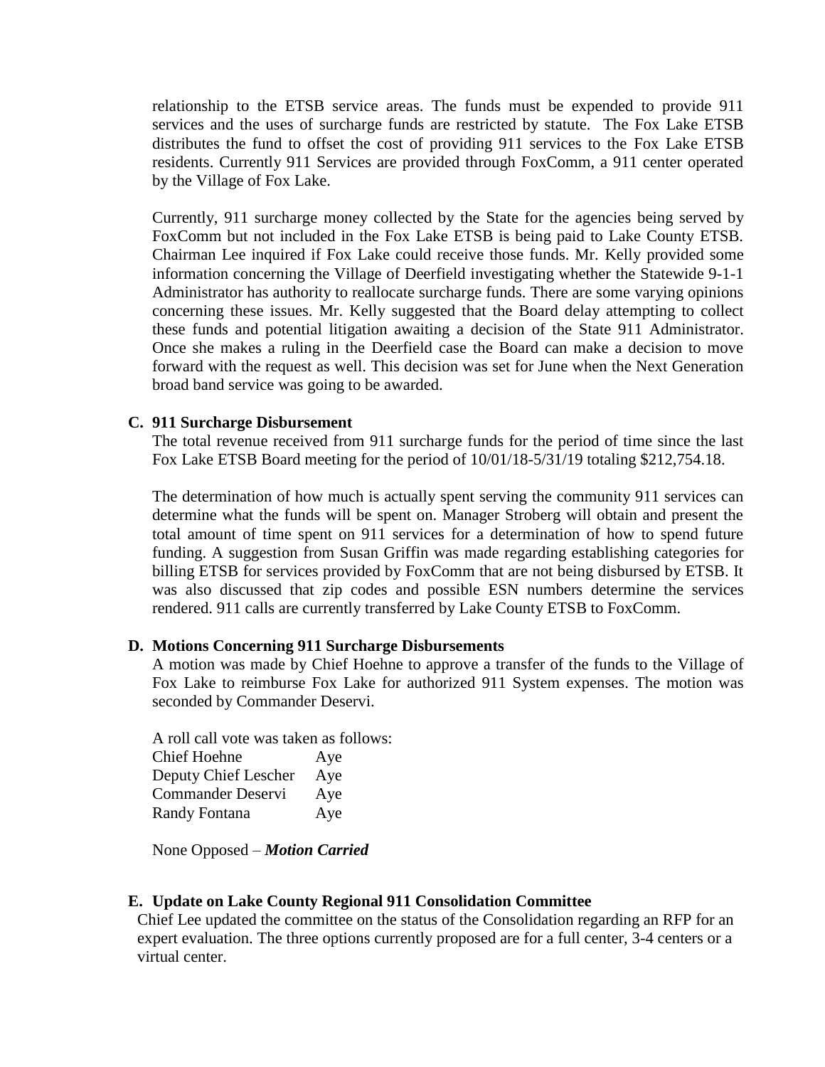relationship to the ETSB service areas. The funds must be expended to provide 911 services and the uses of surcharge funds are restricted by statute. The Fox Lake ETSB distributes the fund to offset the cost of providing 911 services to the Fox Lake ETSB residents. Currently 911 Services are provided through FoxComm, a 911 center operated by the Village of Fox Lake.

Currently, 911 surcharge money collected by the State for the agencies being served by FoxComm but not included in the Fox Lake ETSB is being paid to Lake County ETSB. Chairman Lee inquired if Fox Lake could receive those funds. Mr. Kelly provided some information concerning the Village of Deerfield investigating whether the Statewide 9-1-1 Administrator has authority to reallocate surcharge funds. There are some varying opinions concerning these issues. Mr. Kelly suggested that the Board delay attempting to collect these funds and potential litigation awaiting a decision of the State 911 Administrator. Once she makes a ruling in the Deerfield case the Board can make a decision to move forward with the request as well. This decision was set for June when the Next Generation broad band service was going to be awarded.

### C. 911 Surcharge Disbursement

The total revenue received from 911 surcharge funds for the period of time since the last Fox Lake ETSB Board meeting for the period of 10/01/18-5/31/19 totaling $212,754.18.

The determination of how much is actually spent serving the community 911 services can determine what the funds will be spent on. Manager Stroberg will obtain and present the total amount of time spent on 911 services for a determination of how to spend future funding. A suggestion from Susan Griffin was made regarding establishing categories for billing ETSB for services provided by FoxComm that are not being disbursed by ETSB. It was also discussed that zip codes and possible ESN numbers determine the services rendered. 911 calls are currently transferred by Lake County ETSB to FoxComm.

### D. Motions Concerning 911 Surcharge Disbursements

A motion was made by Chief Hoehne to approve a transfer of the funds to the Village of Fox Lake to reimburse Fox Lake for authorized 911 System expenses. The motion was seconded by Commander Deservi.

A roll call vote was taken as follows:

| | |
|---|---|
| Chief Hoehne | Aye |
| Deputy Chief Lescher | Aye |
| Commander Deservi | Aye |
| Randy Fontana | Aye |

None Opposed – ***Motion Carried***

### E. Update on Lake County Regional 911 Consolidation Committee

Chief Lee updated the committee on the status of the Consolidation regarding an RFP for an expert evaluation. The three options currently proposed are for a full center, 3-4 centers or a virtual center.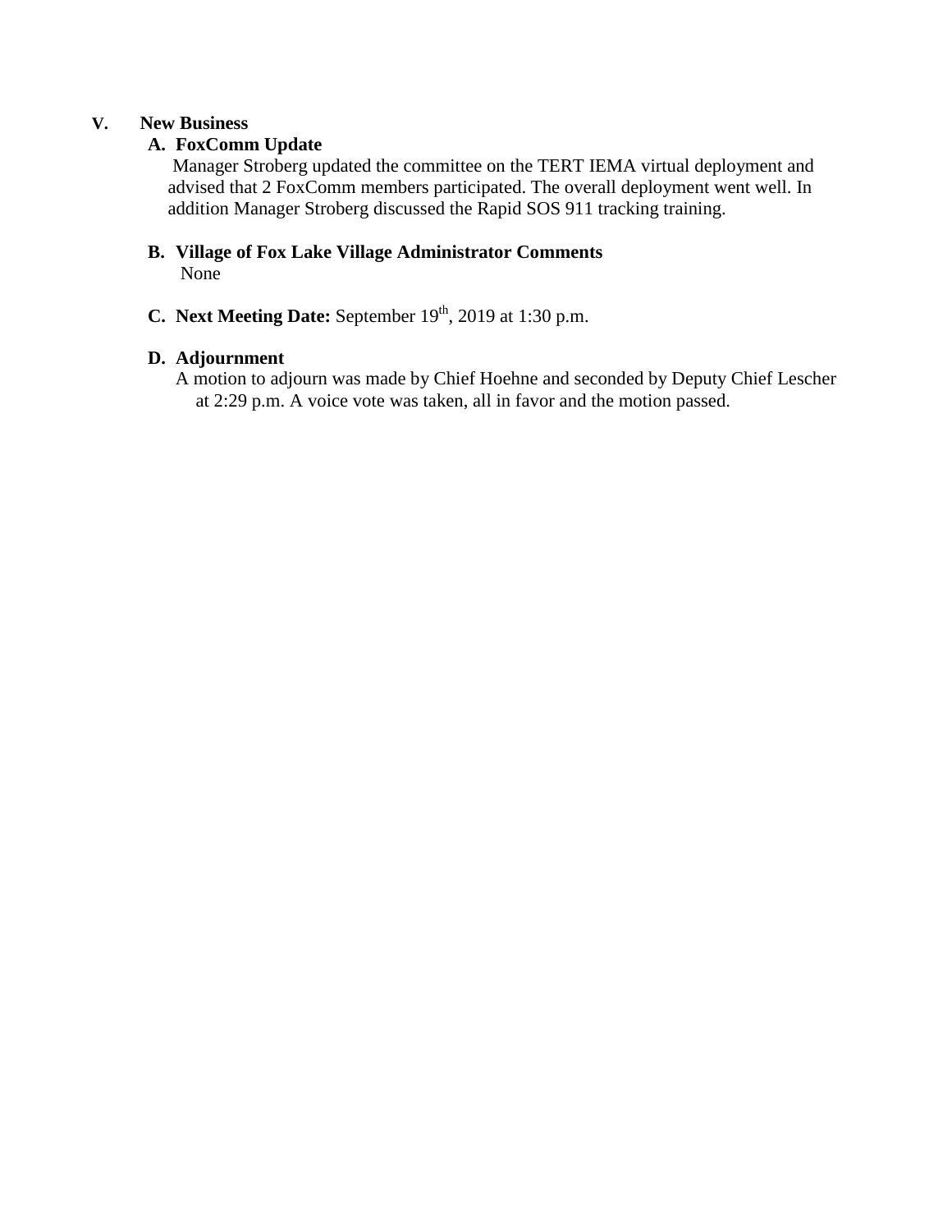## V. New Business

### A. FoxComm Update

Manager Stroberg updated the committee on the TERT IEMA virtual deployment and advised that 2 FoxComm members participated. The overall deployment went well. In addition Manager Stroberg discussed the Rapid SOS 911 tracking training.

### B. Village of Fox Lake Village Administrator Comments

None

### C. Next Meeting Date: September 19th, 2019 at 1:30 p.m.

### D. Adjournment

A motion to adjourn was made by Chief Hoehne and seconded by Deputy Chief Lescher at 2:29 p.m. A voice vote was taken, all in favor and the motion passed.